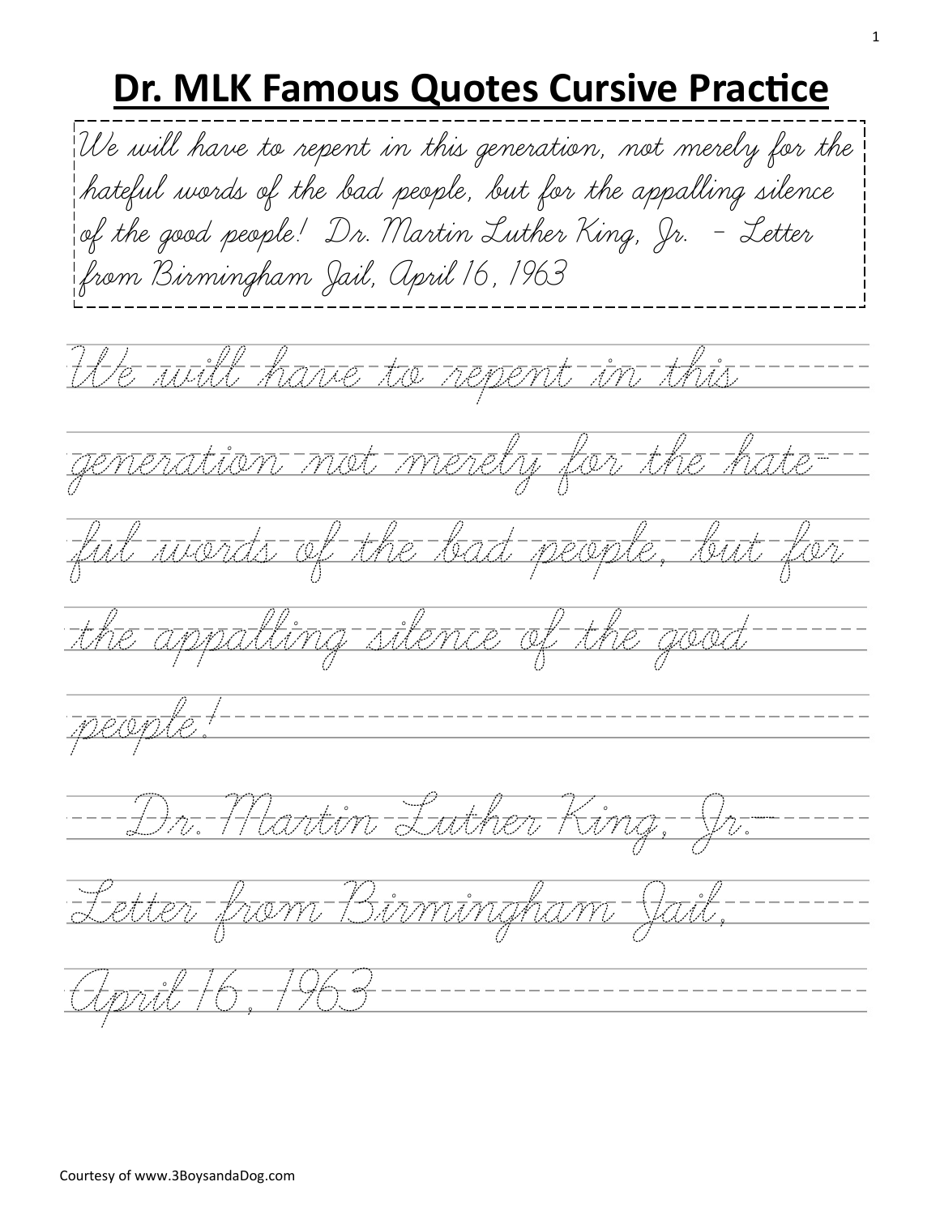# Dr. MLK Famous Quotes Cursive Practice

*We will have to repent in this generation, not merely for the hateful words of the bad people, but for the appalling silence of the good people! Dr. Martin Luther King, Jr. – Letter from Birmingham Jail, April 16, 1963*

We will have to repent in this

generation not merely for the hate-

ful words of the bad people, but for

the appalling silence of the good

people!

Dr. Martin Luther King, Jr.–

Letter from Birmingham Jail,

April 16, 1963

Courtesy of www.3BoysandaDog.com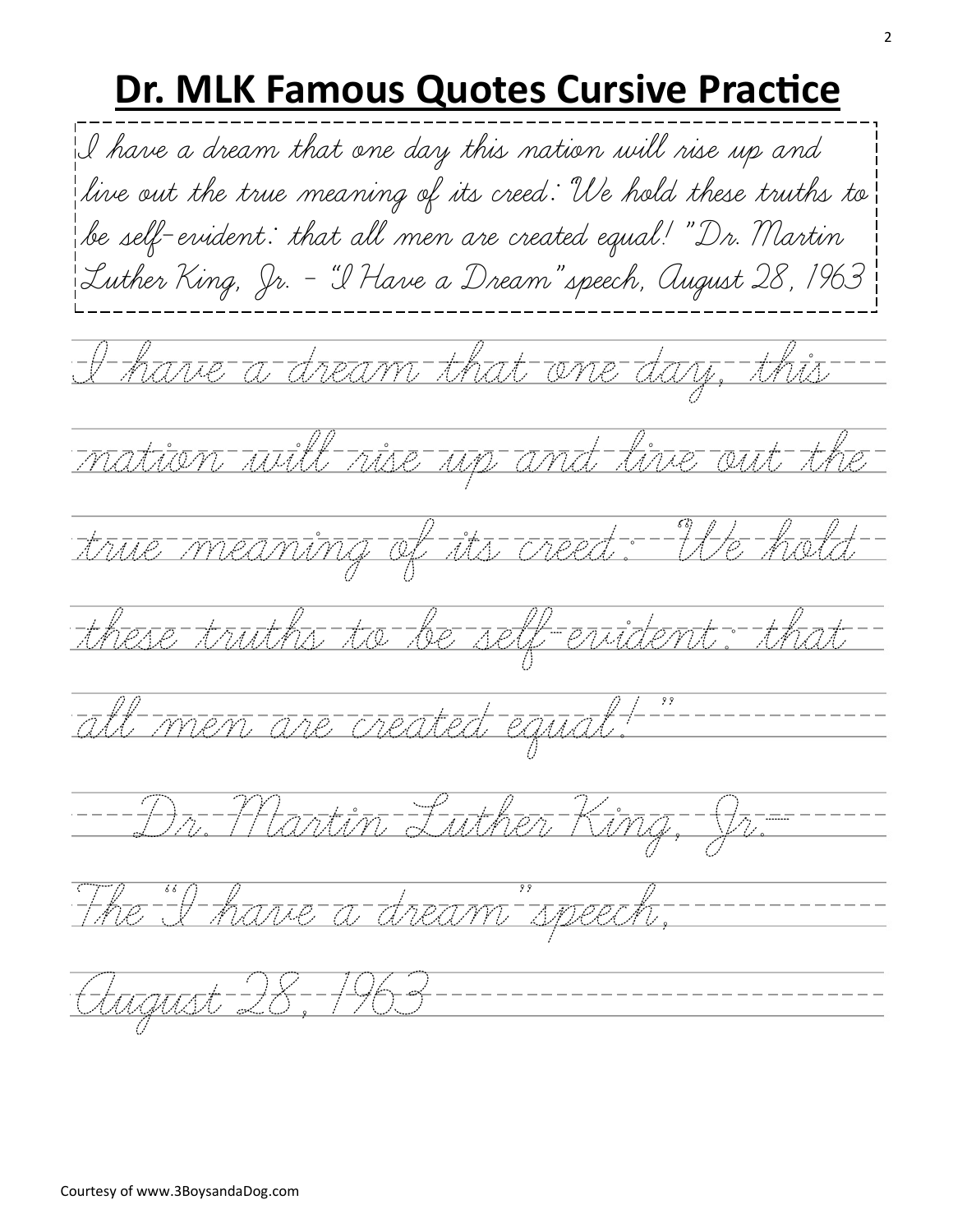# Dr. MLK Famous Quotes Cursive Practice

*I have a dream that one day this nation will rise up and live out the true meaning of its creed: We hold these truths to be self-evident: that all men are created equal!" Dr. Martin Luther King, Jr. - "I Have a Dream" speech, August 28, 1963*

I have a dream that one day, this

nation will rise up and live out the

true meaning of its creed: "We hold

these truths to be self-evident: that

all men are created equal!"

Dr. Martin Luther King, Jr.

The "I have a dream" speech,

August 28, 1963

Courtesy of www.3BoysandaDog.com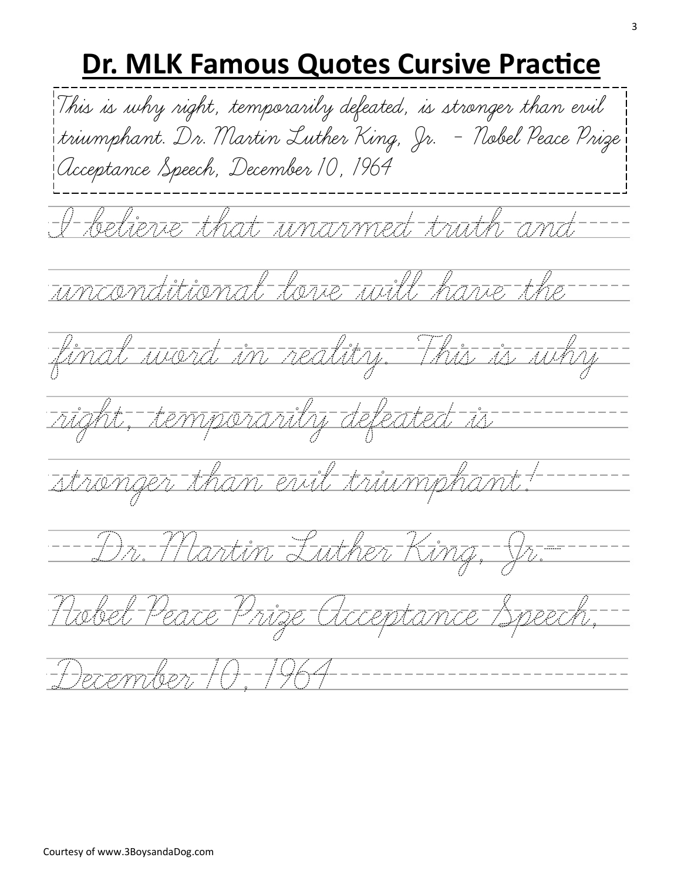# Dr. MLK Famous Quotes Cursive Practice

This is why right, temporarily defeated, is stronger than evil triumphant. Dr. Martin Luther King, Jr. - Nobel Peace Prize Acceptance Speech, December 10, 1964

I believe that unarmed truth and

unconditional love will have the

final word in reality. This is why

right, temporarily defeated is

stronger than evil triumphant!

Dr. Martin Luther King, Jr.-

Nobel Peace Prize Acceptance Speech,

December 10, 1964

Courtesy of www.3BoysandaDog.com